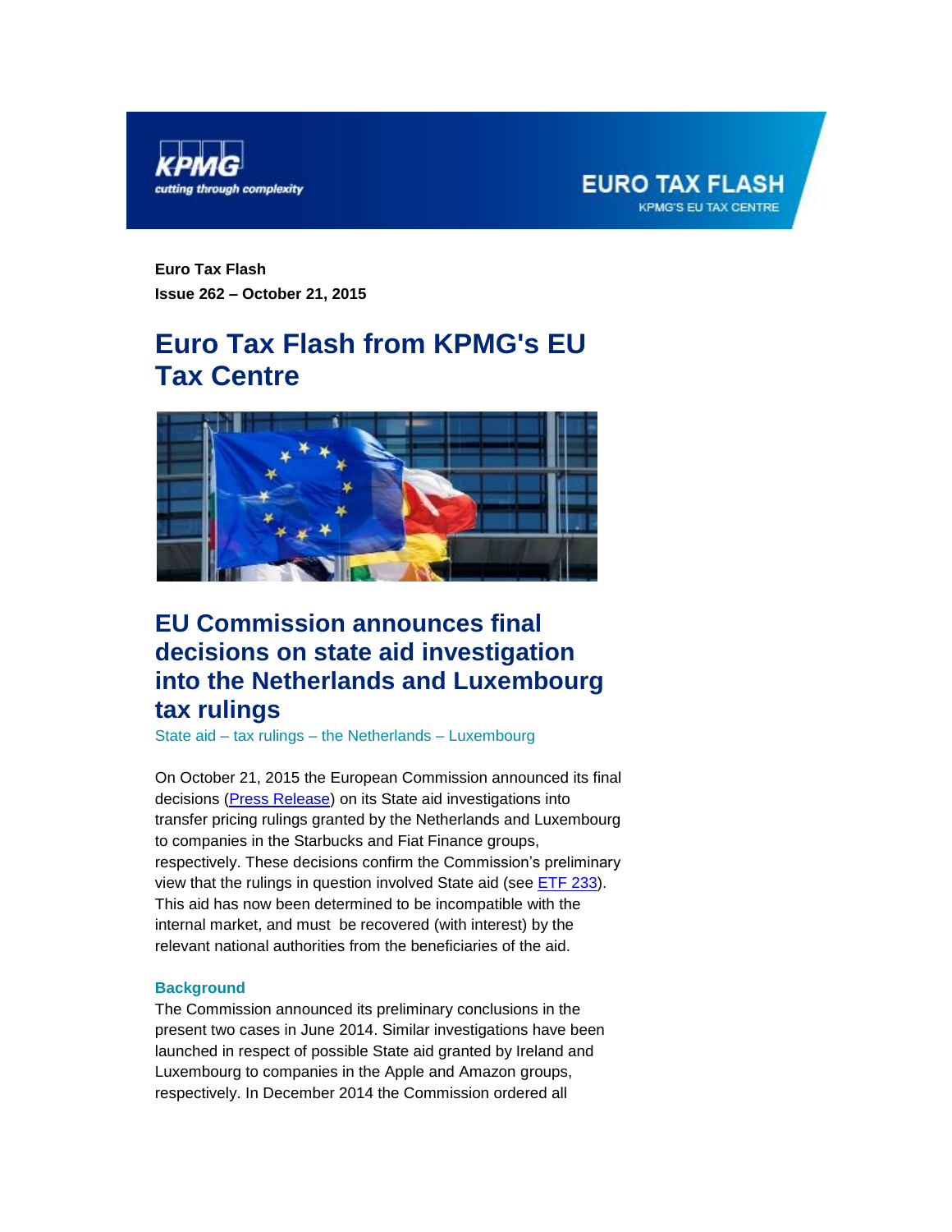**Euro Tax Flash**
**Issue 262 – October 21, 2015**

# Euro Tax Flash from KPMG's EU Tax Centre

## EU Commission announces final decisions on state aid investigation into the Netherlands and Luxembourg tax rulings

State aid – tax rulings – the Netherlands – Luxembourg

On October 21, 2015 the European Commission announced its final decisions (Press Release) on its State aid investigations into transfer pricing rulings granted by the Netherlands and Luxembourg to companies in the Starbucks and Fiat Finance groups, respectively. These decisions confirm the Commission's preliminary view that the rulings in question involved State aid (see ETF 233). This aid has now been determined to be incompatible with the internal market, and must be recovered (with interest) by the relevant national authorities from the beneficiaries of the aid.

### Background

The Commission announced its preliminary conclusions in the present two cases in June 2014. Similar investigations have been launched in respect of possible State aid granted by Ireland and Luxembourg to companies in the Apple and Amazon groups, respectively. In December 2014 the Commission ordered all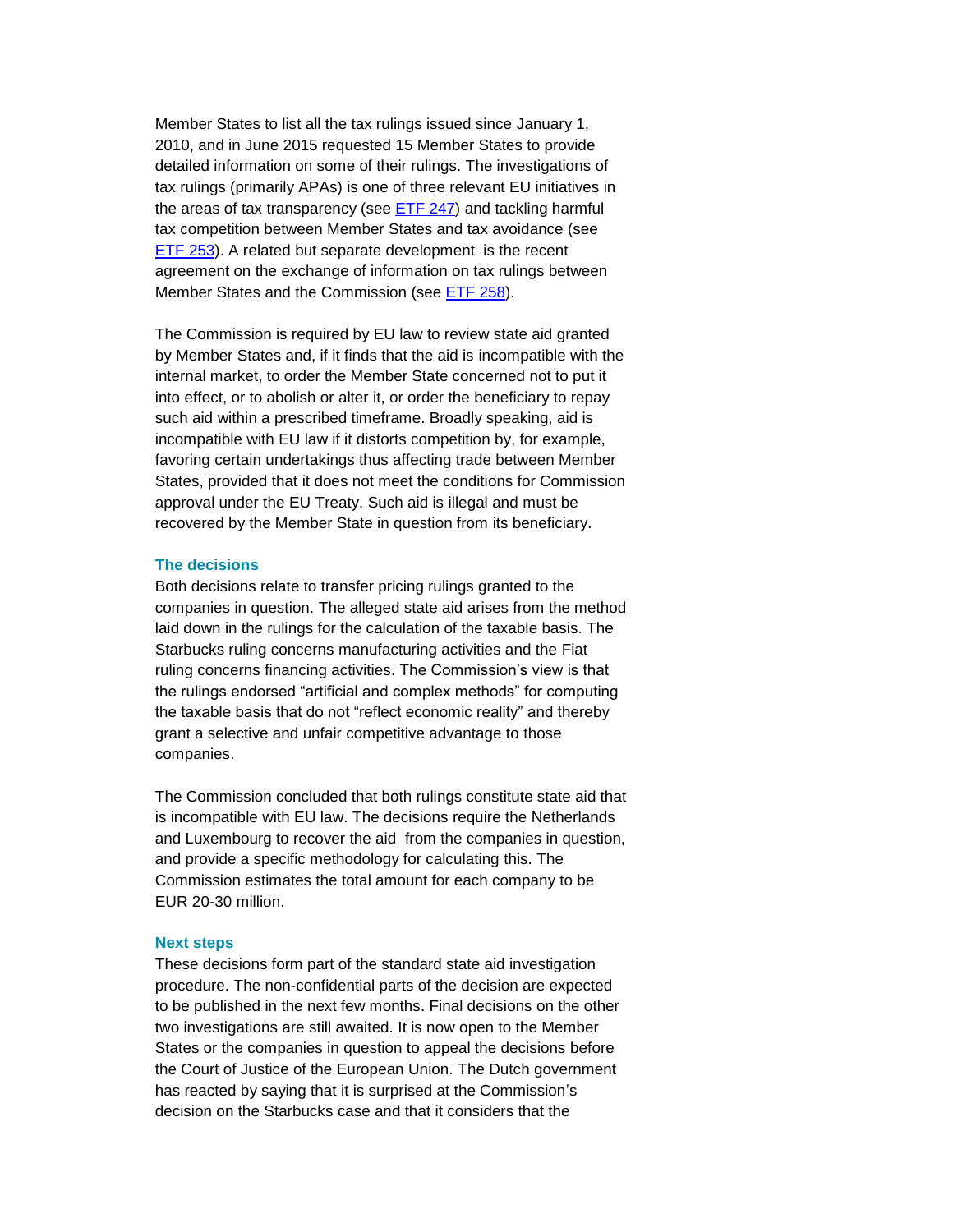Member States to list all the tax rulings issued since January 1, 2010, and in June 2015 requested 15 Member States to provide detailed information on some of their rulings. The investigations of tax rulings (primarily APAs) is one of three relevant EU initiatives in the areas of tax transparency (see ETF 247) and tackling harmful tax competition between Member States and tax avoidance (see ETF 253). A related but separate development is the recent agreement on the exchange of information on tax rulings between Member States and the Commission (see ETF 258).

The Commission is required by EU law to review state aid granted by Member States and, if it finds that the aid is incompatible with the internal market, to order the Member State concerned not to put it into effect, or to abolish or alter it, or order the beneficiary to repay such aid within a prescribed timeframe. Broadly speaking, aid is incompatible with EU law if it distorts competition by, for example, favoring certain undertakings thus affecting trade between Member States, provided that it does not meet the conditions for Commission approval under the EU Treaty. Such aid is illegal and must be recovered by the Member State in question from its beneficiary.

### The decisions

Both decisions relate to transfer pricing rulings granted to the companies in question. The alleged state aid arises from the method laid down in the rulings for the calculation of the taxable basis. The Starbucks ruling concerns manufacturing activities and the Fiat ruling concerns financing activities. The Commission's view is that the rulings endorsed "artificial and complex methods" for computing the taxable basis that do not "reflect economic reality" and thereby grant a selective and unfair competitive advantage to those companies.

The Commission concluded that both rulings constitute state aid that is incompatible with EU law. The decisions require the Netherlands and Luxembourg to recover the aid from the companies in question, and provide a specific methodology for calculating this. The Commission estimates the total amount for each company to be EUR 20-30 million.

### Next steps

These decisions form part of the standard state aid investigation procedure. The non-confidential parts of the decision are expected to be published in the next few months. Final decisions on the other two investigations are still awaited. It is now open to the Member States or the companies in question to appeal the decisions before the Court of Justice of the European Union. The Dutch government has reacted by saying that it is surprised at the Commission's decision on the Starbucks case and that it considers that the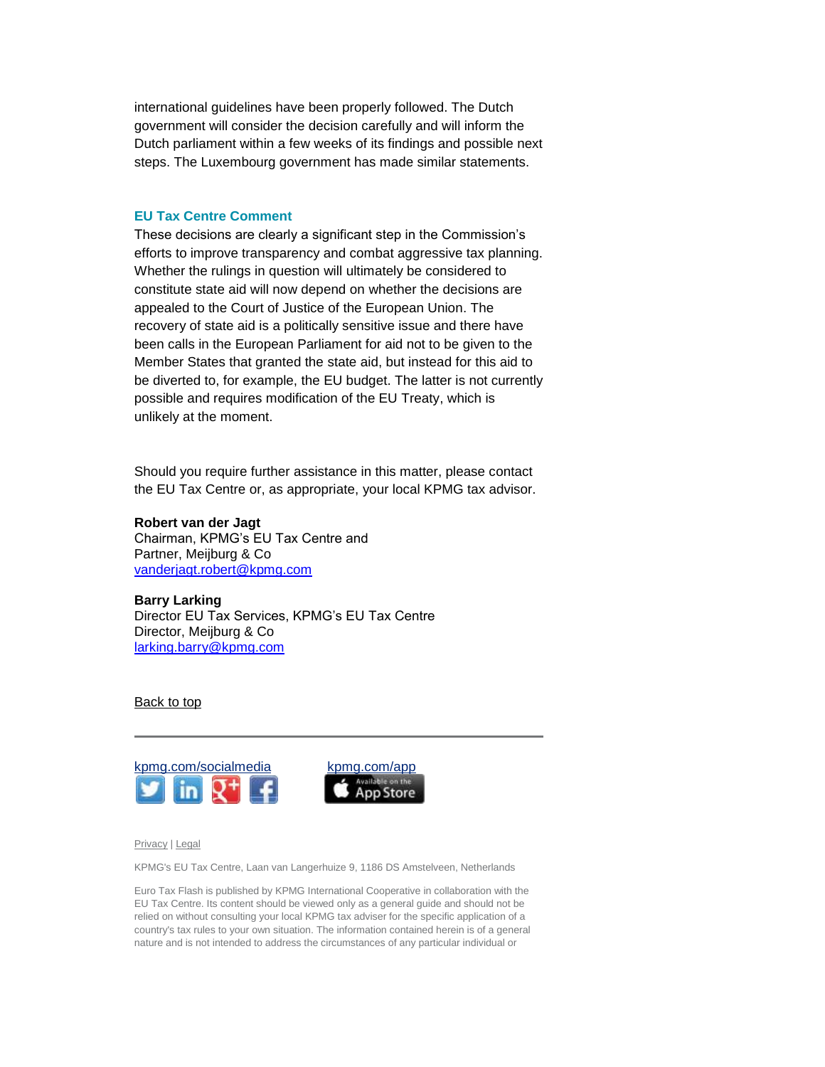international guidelines have been properly followed. The Dutch government will consider the decision carefully and will inform the Dutch parliament within a few weeks of its findings and possible next steps. The Luxembourg government has made similar statements.

### EU Tax Centre Comment

These decisions are clearly a significant step in the Commission's efforts to improve transparency and combat aggressive tax planning. Whether the rulings in question will ultimately be considered to constitute state aid will now depend on whether the decisions are appealed to the Court of Justice of the European Union. The recovery of state aid is a politically sensitive issue and there have been calls in the European Parliament for aid not to be given to the Member States that granted the state aid, but instead for this aid to be diverted to, for example, the EU budget. The latter is not currently possible and requires modification of the EU Treaty, which is unlikely at the moment.

Should you require further assistance in this matter, please contact the EU Tax Centre or, as appropriate, your local KPMG tax advisor.

**Robert van der Jagt**
Chairman, KPMG's EU Tax Centre and
Partner, Meijburg & Co
vanderjagt.robert@kpmg.com

**Barry Larking**
Director EU Tax Services, KPMG's EU Tax Centre
Director, Meijburg & Co
larking.barry@kpmg.com

Back to top

---

kpmg.com/socialmedia

kpmg.com/app

Privacy | Legal

KPMG's EU Tax Centre, Laan van Langerhuize 9, 1186 DS Amstelveen, Netherlands

Euro Tax Flash is published by KPMG International Cooperative in collaboration with the EU Tax Centre. Its content should be viewed only as a general guide and should not be relied on without consulting your local KPMG tax adviser for the specific application of a country's tax rules to your own situation. The information contained herein is of a general nature and is not intended to address the circumstances of any particular individual or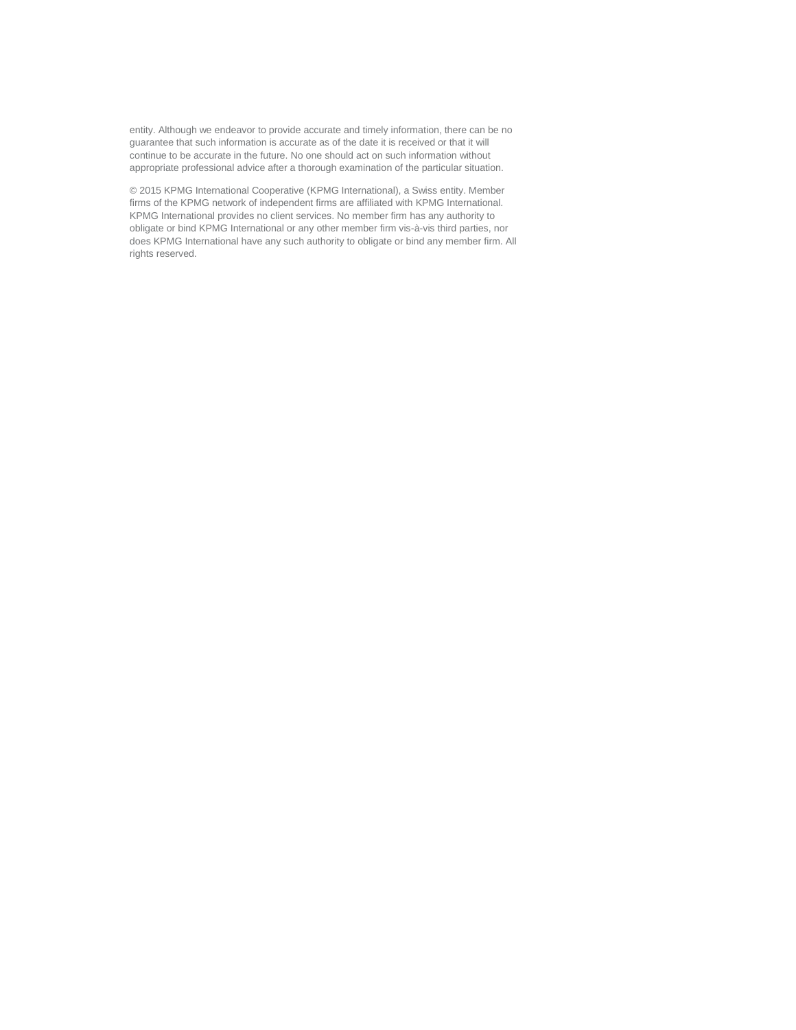entity. Although we endeavor to provide accurate and timely information, there can be no guarantee that such information is accurate as of the date it is received or that it will continue to be accurate in the future. No one should act on such information without appropriate professional advice after a thorough examination of the particular situation.

© 2015 KPMG International Cooperative (KPMG International), a Swiss entity. Member firms of the KPMG network of independent firms are affiliated with KPMG International. KPMG International provides no client services. No member firm has any authority to obligate or bind KPMG International or any other member firm vis-à-vis third parties, nor does KPMG International have any such authority to obligate or bind any member firm. All rights reserved.